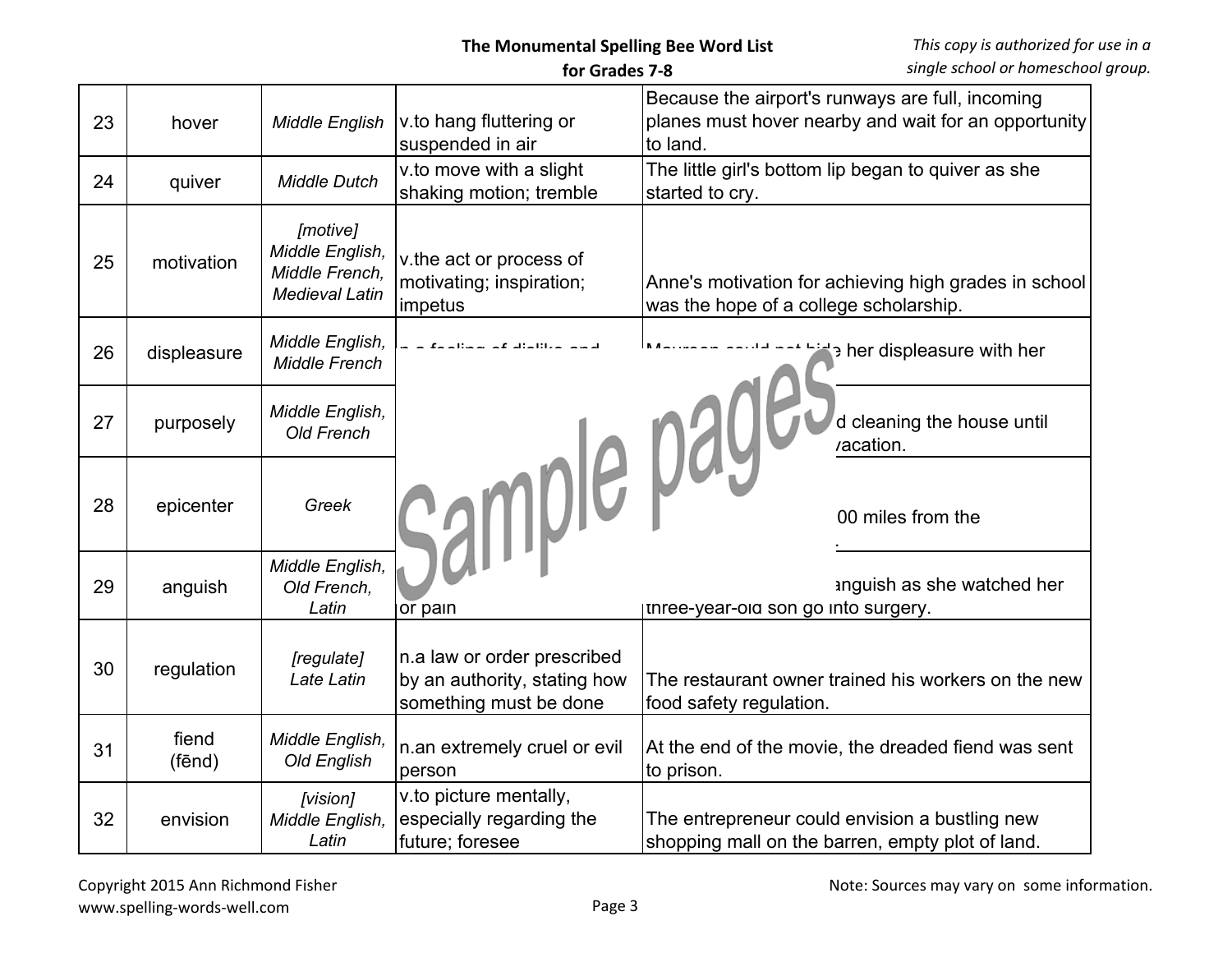| | | | | |
|---|---|---|---|---|
| 23 | hover | *Middle English* | v.to hang fluttering or suspended in air | Because the airport's runways are full, incoming planes must hover nearby and wait for an opportunity to land. |
| 24 | quiver | *Middle Dutch* | v.to move with a slight shaking motion; tremble | The little girl's bottom lip began to quiver as she started to cry. |
| 25 | motivation | *[motive] Middle English, Middle French, Medieval Latin* | v.the act or process of motivating; inspiration; impetus | Anne's motivation for achieving high grades in school was the hope of a college scholarship. |
| 26 | displeasure | *Middle English, Middle French* | n.a feeling of dislike and ... | Maureen could not hide her displeasure with her ... |
| 27 | purposely | *Middle English, Old French* | ... | ...d cleaning the house until ...vacation. |
| 28 | epicenter | *Greek* | ... | ...00 miles from the ... |
| 29 | anguish | *Middle English, Old French, Latin* | ... or pain | ...anguish as she watched her three-year-old son go into surgery. |
| 30 | regulation | *[regulate] Late Latin* | n.a law or order prescribed by an authority, stating how something must be done | The restaurant owner trained his workers on the new food safety regulation. |
| 31 | fiend (fēnd) | *Middle English, Old English* | n.an extremely cruel or evil person | At the end of the movie, the dreaded fiend was sent to prison. |
| 32 | envision | *[vision] Middle English, Latin* | v.to picture mentally, especially regarding the future; foresee | The entrepreneur could envision a bustling new shopping mall on the barren, empty plot of land. |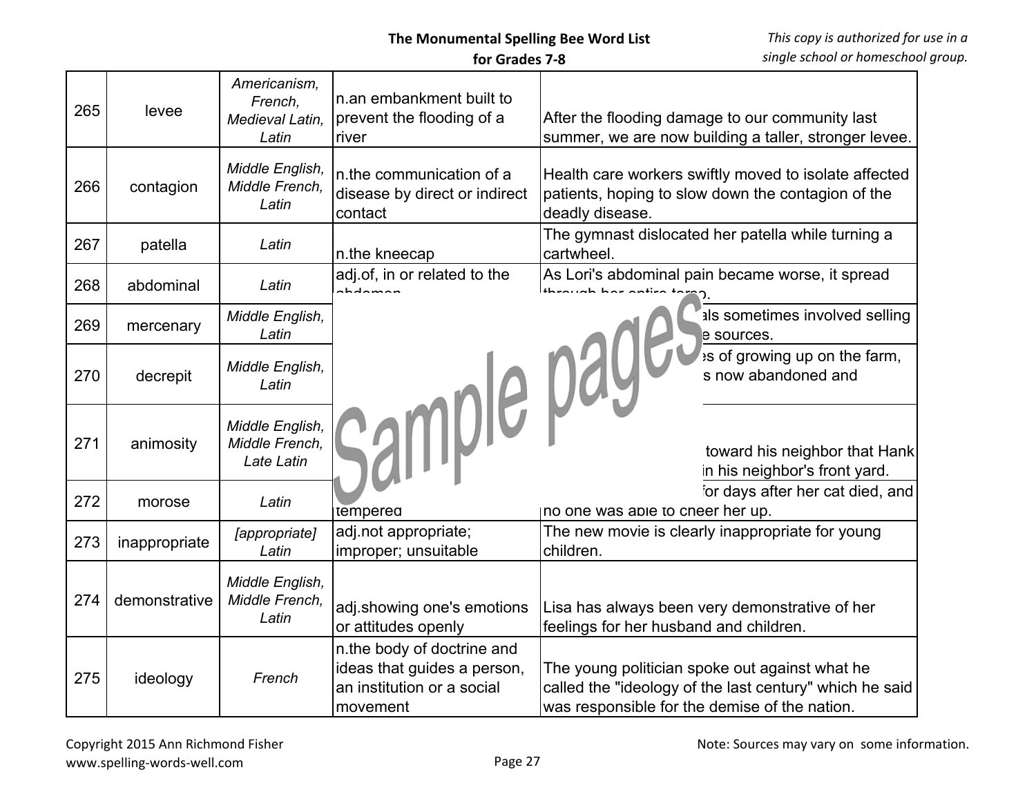| 265 | levee | *Americanism, French, Medieval Latin, Latin* | n.an embankment built to prevent the flooding of a river | After the flooding damage to our community last summer, we are now building a taller, stronger levee. |
|---|---|---|---|---|
| 266 | contagion | *Middle English, Middle French, Latin* | n.the communication of a disease by direct or indirect contact | Health care workers swiftly moved to isolate affected patients, hoping to slow down the contagion of the deadly disease. |
| 267 | patella | *Latin* | n.the kneecap | The gymnast dislocated her patella while turning a cartwheel. |
| 268 | abdominal | *Latin* | adj.of, in or related to the abdomen | As Lori's abdominal pain became worse, it spread through her entire torso. |
| 269 | mercenary | *Middle English, Latin* | | ...als sometimes involved selling ...e sources. |
| 270 | decrepit | *Middle English, Latin* | | ...es of growing up on the farm, ...s now abandoned and |
| 271 | animosity | *Middle English, Middle French, Late Latin* | | ... toward his neighbor that Hank ...in his neighbor's front yard. |
| 272 | morose | *Latin* | ...tempered | ...for days after her cat died, and no one was able to cheer her up. |
| 273 | inappropriate | *[appropriate] Latin* | adj.not appropriate; improper; unsuitable | The new movie is clearly inappropriate for young children. |
| 274 | demonstrative | *Middle English, Middle French, Latin* | adj.showing one's emotions or attitudes openly | Lisa has always been very demonstrative of her feelings for her husband and children. |
| 275 | ideology | *French* | n.the body of doctrine and ideas that guides a person, an institution or a social movement | The young politician spoke out against what he called the "ideology of the last century" which he said was responsible for the demise of the nation. |

Sample pages

Copyright 2015 Ann Richmond Fisher
www.spelling-words-well.com

Note: Sources may vary on some information.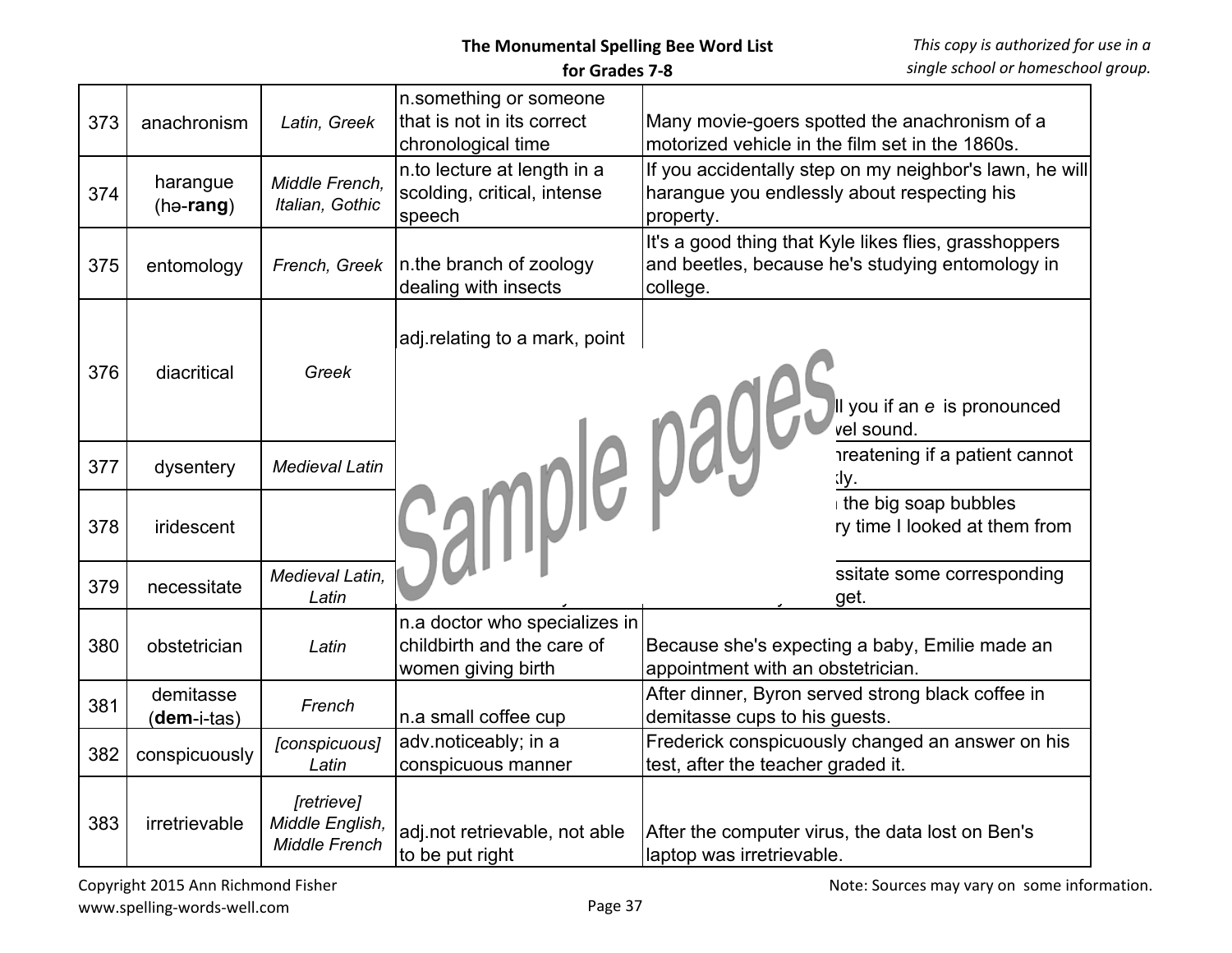| | | | | |
|---|---|---|---|---|
| 373 | anachronism | *Latin, Greek* | n.something or someone that is not in its correct chronological time | Many movie-goers spotted the anachronism of a motorized vehicle in the film set in the 1860s. |
| 374 | harangue (hə-**rang**) | *Middle French, Italian, Gothic* | n.to lecture at length in a scolding, critical, intense speech | If you accidentally step on my neighbor's lawn, he will harangue you endlessly about respecting his property. |
| 375 | entomology | *French, Greek* | n.the branch of zoology dealing with insects | It's a good thing that Kyle likes flies, grasshoppers and beetles, because he's studying entomology in college. |
| 376 | diacritical | *Greek* | adj.relating to a mark, point | ll you if an *e* is pronounced vel sound. |
| 377 | dysentery | *Medieval Latin* | | hreatening if a patient cannot kly. |
| 378 | iridescent | | | the big soap bubbles ry time I looked at them from |
| 379 | necessitate | *Medieval Latin, Latin* | | ssitate some corresponding get. |
| 380 | obstetrician | *Latin* | n.a doctor who specializes in childbirth and the care of women giving birth | Because she's expecting a baby, Emilie made an appointment with an obstetrician. |
| 381 | demitasse (**dem**-i-tas) | *French* | n.a small coffee cup | After dinner, Byron served strong black coffee in demitasse cups to his guests. |
| 382 | conspicuously | *[conspicuous] Latin* | adv.noticeably; in a conspicuous manner | Frederick conspicuously changed an answer on his test, after the teacher graded it. |
| 383 | irretrievable | *[retrieve] Middle English, Middle French* | adj.not retrievable, not able to be put right | After the computer virus, the data lost on Ben's laptop was irretrievable. |

Sample pages

Note: Sources may vary on some information.